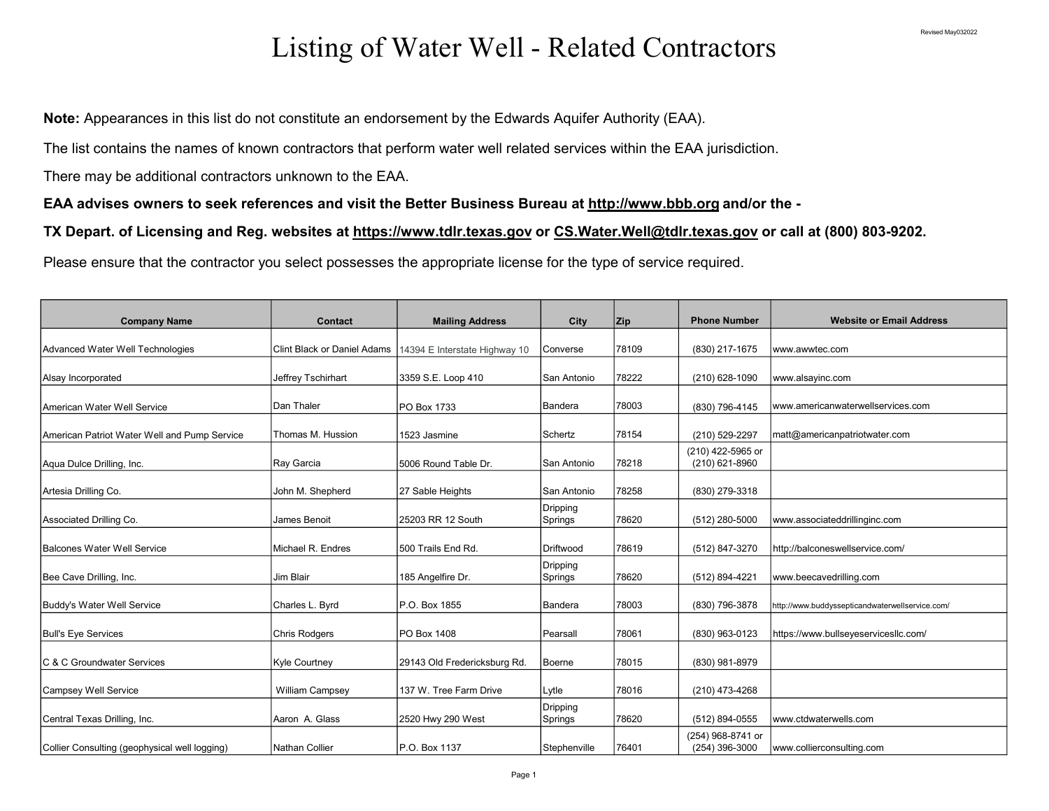Revised May032022

# Listing of Water Well - Related Contractors

**Note:** Appearances in this list do not constitute an endorsement by the Edwards Aquifer Authority (EAA).

The list contains the names of known contractors that perform water well related services within the EAA jurisdiction.

There may be additional contractors unknown to the EAA.

**EAA advises owners to seek references and visit the Better Business Bureau at http://www.bbb.org and/or the -**

**TX Depart. of Licensing and Reg. websites at https://www.tdlr.texas.gov or CS.Water.Well@tdlr.texas.gov or call at (800) 803-9202.**

Please ensure that the contractor you select possesses the appropriate license for the type of service required.

| Company Name | Contact | Mailing Address | City | Zip | Phone Number | Website or Email Address |
|---|---|---|---|---|---|---|
| Advanced Water Well Technologies | Clint Black or Daniel Adams | 14394 E Interstate Highway 10 | Converse | 78109 | (830) 217-1675 | www.awwtec.com |
| Alsay Incorporated | Jeffrey Tschirhart | 3359 S.E. Loop 410 | San Antonio | 78222 | (210) 628-1090 | www.alsayinc.com |
| American Water Well Service | Dan Thaler | PO Box 1733 | Bandera | 78003 | (830) 796-4145 | www.americanwaterwellservices.com |
| American Patriot Water Well and Pump Service | Thomas M. Hussion | 1523 Jasmine | Schertz | 78154 | (210) 529-2297 | matt@americanpatriotwater.com |
| Aqua Dulce Drilling, Inc. | Ray Garcia | 5006 Round Table Dr. | San Antonio | 78218 | (210) 422-5965 or (210) 621-8960 | |
| Artesia Drilling Co. | John M. Shepherd | 27 Sable Heights | San Antonio | 78258 | (830) 279-3318 | |
| Associated Drilling Co. | James Benoit | 25203 RR 12 South | Dripping Springs | 78620 | (512) 280-5000 | www.associateddrillinginc.com |
| Balcones Water Well Service | Michael R. Endres | 500 Trails End Rd. | Driftwood | 78619 | (512) 847-3270 | http://balconeswellservice.com/ |
| Bee Cave Drilling, Inc. | Jim Blair | 185 Angelfire Dr. | Dripping Springs | 78620 | (512) 894-4221 | www.beecavedrilling.com |
| Buddy's Water Well Service | Charles L. Byrd | P.O. Box 1855 | Bandera | 78003 | (830) 796-3878 | http://www.buddyssepticandwaterwellservice.com/ |
| Bull's Eye Services | Chris Rodgers | PO Box 1408 | Pearsall | 78061 | (830) 963-0123 | https://www.bullseyeservicesllc.com/ |
| C & C Groundwater Services | Kyle Courtney | 29143 Old Fredericksburg Rd. | Boerne | 78015 | (830) 981-8979 | |
| Campsey Well Service | William Campsey | 137 W. Tree Farm Drive | Lytle | 78016 | (210) 473-4268 | |
| Central Texas Drilling, Inc. | Aaron A. Glass | 2520 Hwy 290 West | Dripping Springs | 78620 | (512) 894-0555 | www.ctdwaterwells.com |
| Collier Consulting (geophysical well logging) | Nathan Collier | P.O. Box 1137 | Stephenville | 76401 | (254) 968-8741 or (254) 396-3000 | www.collierconsulting.com |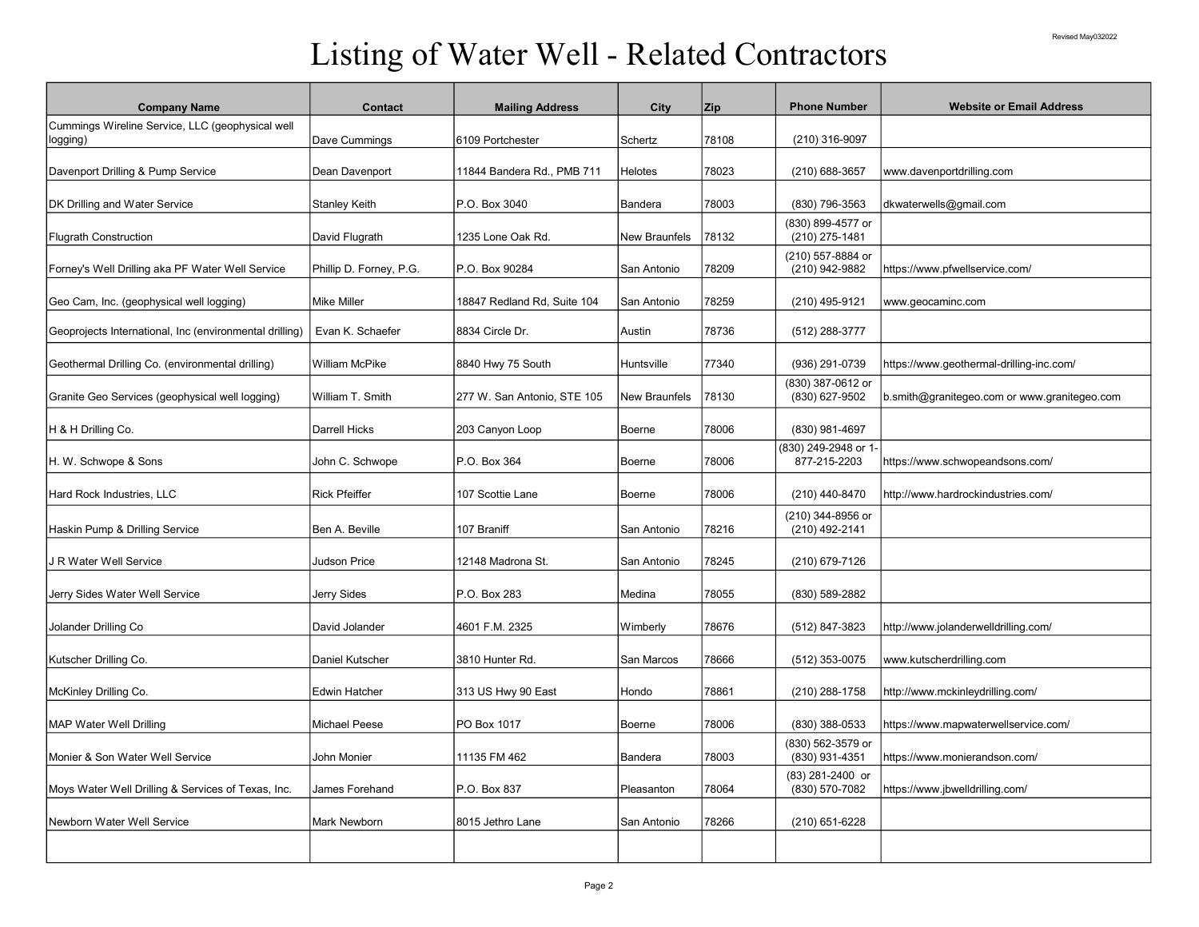# Listing of Water Well - Related Contractors

Revised May032022

| Company Name | Contact | Mailing Address | City | Zip | Phone Number | Website or Email Address |
|---|---|---|---|---|---|---|
| Cummings Wireline Service, LLC (geophysical well logging) | Dave Cummings | 6109 Portchester | Schertz | 78108 | (210) 316-9097 | |
| Davenport Drilling & Pump Service | Dean Davenport | 11844 Bandera Rd., PMB 711 | Helotes | 78023 | (210) 688-3657 | www.davenportdrilling.com |
| DK Drilling and Water Service | Stanley Keith | P.O. Box 3040 | Bandera | 78003 | (830) 796-3563 | dkwaterwells@gmail.com |
| Flugrath Construction | David Flugrath | 1235 Lone Oak Rd. | New Braunfels | 78132 | (830) 899-4577 or (210) 275-1481 | |
| Forney's Well Drilling aka PF Water Well Service | Phillip D. Forney, P.G. | P.O. Box 90284 | San Antonio | 78209 | (210) 557-8884 or (210) 942-9882 | https://www.pfwellservice.com/ |
| Geo Cam, Inc. (geophysical well logging) | Mike Miller | 18847 Redland Rd, Suite 104 | San Antonio | 78259 | (210) 495-9121 | www.geocaminc.com |
| Geoprojects International, Inc (environmental drilling) | Evan K. Schaefer | 8834 Circle Dr. | Austin | 78736 | (512) 288-3777 | |
| Geothermal Drilling Co. (environmental drilling) | William McPike | 8840 Hwy 75 South | Huntsville | 77340 | (936) 291-0739 | https://www.geothermal-drilling-inc.com/ |
| Granite Geo Services (geophysical well logging) | William T. Smith | 277 W. San Antonio, STE 105 | New Braunfels | 78130 | (830) 387-0612 or (830) 627-9502 | b.smith@granitegeo.com or www.granitegeo.com |
| H & H Drilling Co. | Darrell Hicks | 203 Canyon Loop | Boerne | 78006 | (830) 981-4697 | |
| H. W. Schwope & Sons | John C. Schwope | P.O. Box 364 | Boerne | 78006 | (830) 249-2948 or 1-877-215-2203 | https://www.schwopeandsons.com/ |
| Hard Rock Industries, LLC | Rick Pfeiffer | 107 Scottie Lane | Boerne | 78006 | (210) 440-8470 | http://www.hardrockindustries.com/ |
| Haskin Pump & Drilling Service | Ben A. Beville | 107 Braniff | San Antonio | 78216 | (210) 344-8956 or (210) 492-2141 | |
| J R Water Well Service | Judson Price | 12148 Madrona St. | San Antonio | 78245 | (210) 679-7126 | |
| Jerry Sides Water Well Service | Jerry Sides | P.O. Box 283 | Medina | 78055 | (830) 589-2882 | |
| Jolander Drilling Co | David Jolander | 4601 F.M. 2325 | Wimberly | 78676 | (512) 847-3823 | http://www.jolanderwelldrilling.com/ |
| Kutscher Drilling Co. | Daniel Kutscher | 3810 Hunter Rd. | San Marcos | 78666 | (512) 353-0075 | www.kutscherdrilling.com |
| McKinley Drilling Co. | Edwin Hatcher | 313 US Hwy 90 East | Hondo | 78861 | (210) 288-1758 | http://www.mckinleydrilling.com/ |
| MAP Water Well Drilling | Michael Peese | PO Box 1017 | Boerne | 78006 | (830) 388-0533 | https://www.mapwaterwellservice.com/ |
| Monier & Son Water Well Service | John Monier | 11135 FM 462 | Bandera | 78003 | (830) 562-3579 or (830) 931-4351 | https://www.monierandson.com/ |
| Moys Water Well Drilling & Services of Texas, Inc. | James Forehand | P.O. Box 837 | Pleasanton | 78064 | (83) 281-2400 or (830) 570-7082 | https://www.jbwelldrilling.com/ |
| Newborn Water Well Service | Mark Newborn | 8015 Jethro Lane | San Antonio | 78266 | (210) 651-6228 | |
| | | | | | | |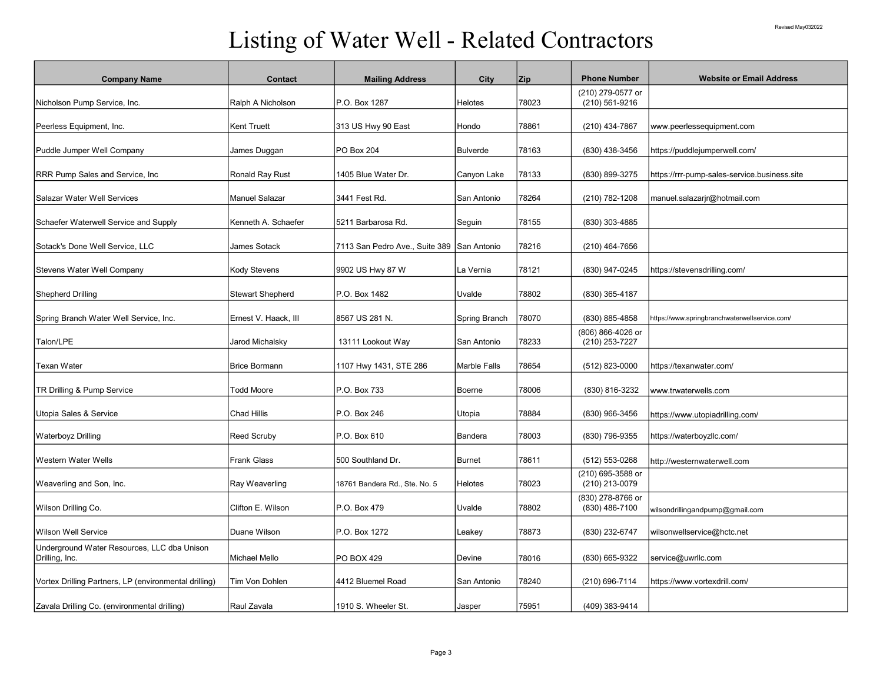# Listing of Water Well - Related Contractors

Revised May032022

| Company Name | Contact | Mailing Address | City | Zip | Phone Number | Website or Email Address |
|---|---|---|---|---|---|---|
| Nicholson Pump Service, Inc. | Ralph A Nicholson | P.O. Box 1287 | Helotes | 78023 | (210) 279-0577 or (210) 561-9216 | |
| Peerless Equipment, Inc. | Kent Truett | 313 US Hwy 90 East | Hondo | 78861 | (210) 434-7867 | www.peerlessequipment.com |
| Puddle Jumper Well Company | James Duggan | PO Box 204 | Bulverde | 78163 | (830) 438-3456 | https://puddlejumperwell.com/ |
| RRR Pump Sales and Service, Inc | Ronald Ray Rust | 1405 Blue Water Dr. | Canyon Lake | 78133 | (830) 899-3275 | https://rrr-pump-sales-service.business.site |
| Salazar Water Well Services | Manuel Salazar | 3441 Fest Rd. | San Antonio | 78264 | (210) 782-1208 | manuel.salazarjr@hotmail.com |
| Schaefer Waterwell Service and Supply | Kenneth A. Schaefer | 5211 Barbarosa Rd. | Seguin | 78155 | (830) 303-4885 | |
| Sotack's Done Well Service, LLC | James Sotack | 7113 San Pedro Ave., Suite 389 | San Antonio | 78216 | (210) 464-7656 | |
| Stevens Water Well Company | Kody Stevens | 9902 US Hwy 87 W | La Vernia | 78121 | (830) 947-0245 | https://stevensdrilling.com/ |
| Shepherd Drilling | Stewart Shepherd | P.O. Box 1482 | Uvalde | 78802 | (830) 365-4187 | |
| Spring Branch Water Well Service, Inc. | Ernest V. Haack, III | 8567 US 281 N. | Spring Branch | 78070 | (830) 885-4858 | https://www.springbranchwaterwellservice.com/ |
| Talon/LPE | Jarod Michalsky | 13111 Lookout Way | San Antonio | 78233 | (806) 866-4026 or (210) 253-7227 | |
| Texan Water | Brice Bormann | 1107 Hwy 1431, STE 286 | Marble Falls | 78654 | (512) 823-0000 | https://texanwater.com/ |
| TR Drilling & Pump Service | Todd Moore | P.O. Box 733 | Boerne | 78006 | (830) 816-3232 | www.trwaterwells.com |
| Utopia Sales & Service | Chad Hillis | P.O. Box 246 | Utopia | 78884 | (830) 966-3456 | https://www.utopiadrilling.com/ |
| Waterboyz Drilling | Reed Scruby | P.O. Box 610 | Bandera | 78003 | (830) 796-9355 | https://waterboyzllc.com/ |
| Western Water Wells | Frank Glass | 500 Southland Dr. | Burnet | 78611 | (512) 553-0268 | http://westernwaterwell.com |
| Weaverling and Son, Inc. | Ray Weaverling | 18761 Bandera Rd., Ste. No. 5 | Helotes | 78023 | (210) 695-3588 or (210) 213-0079 | |
| Wilson Drilling Co. | Clifton E. Wilson | P.O. Box 479 | Uvalde | 78802 | (830) 278-8766 or (830) 486-7100 | wilsondrillingandpump@gmail.com |
| Wilson Well Service | Duane Wilson | P.O. Box 1272 | Leakey | 78873 | (830) 232-6747 | wilsonwellservice@hctc.net |
| Underground Water Resources, LLC dba Unison Drilling, Inc. | Michael Mello | PO BOX 429 | Devine | 78016 | (830) 665-9322 | service@uwrllc.com |
| Vortex Drilling Partners, LP (environmental drilling) | Tim Von Dohlen | 4412 Bluemel Road | San Antonio | 78240 | (210) 696-7114 | https://www.vortexdrill.com/ |
| Zavala Drilling Co. (environmental drilling) | Raul Zavala | 1910 S. Wheeler St. | Jasper | 75951 | (409) 383-9414 | |